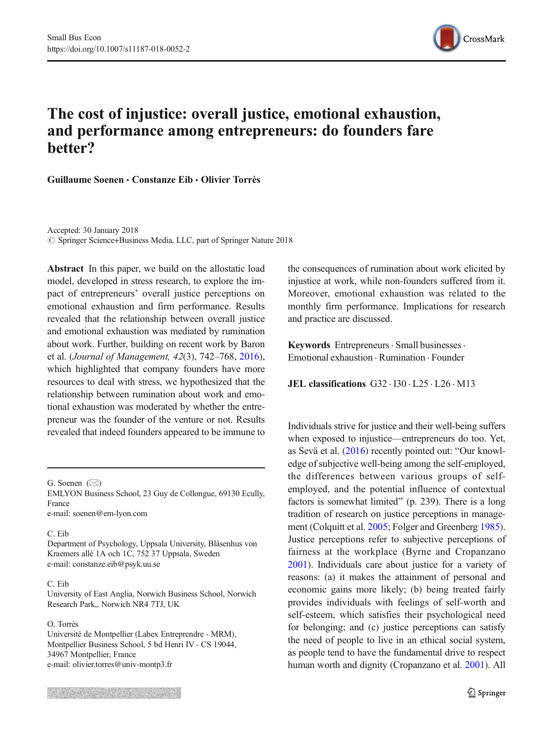# The cost of injustice: overall justice, emotional exhaustion, and performance among entrepreneurs: do founders fare better?

**Guillaume Soenen · Constanze Eib · Olivier Torrès**

Accepted: 30 January 2018
© Springer Science+Business Media, LLC, part of Springer Nature 2018

**Abstract** In this paper, we build on the allostatic load model, developed in stress research, to explore the impact of entrepreneurs' overall justice perceptions on emotional exhaustion and firm performance. Results revealed that the relationship between overall justice and emotional exhaustion was mediated by rumination about work. Further, building on recent work by Baron et al. (*Journal of Management, 42*(3), 742–768, 2016), which highlighted that company founders have more resources to deal with stress, we hypothesized that the relationship between rumination about work and emotional exhaustion was moderated by whether the entrepreneur was the founder of the venture or not. Results revealed that indeed founders appeared to be immune to the consequences of rumination about work elicited by injustice at work, while non-founders suffered from it. Moreover, emotional exhaustion was related to the monthly firm performance. Implications for research and practice are discussed.

**Keywords** Entrepreneurs · Small businesses · Emotional exhaustion · Rumination · Founder

**JEL classifications** G32 · I30 · L25 · L26 · M13

G. Soenen (✉)
EMLYON Business School, 23 Guy de Collongue, 69130 Ecully, France
e-mail: soenen@em-lyon.com

C. Eib
Department of Psychology, Uppsala University, Blåsenhus von Kraemers allé 1A och 1C, 752 37 Uppsala, Sweden
e-mail: constanze.eib@psyk.uu.se

C. Eib
University of East Anglia, Norwich Business School, Norwich Research Park,, Norwich NR4 7TJ, UK

O. Torrès
Université de Montpellier (Labex Entreprendre - MRM), Montpellier Business School, 5 bd Henri IV - CS 19044, 34967 Montpellier, France
e-mail: olivier.torres@univ-montp3.fr

Individuals strive for justice and their well-being suffers when exposed to injustice—entrepreneurs do too. Yet, as Sevä et al. (2016) recently pointed out: "Our knowledge of subjective well-being among the self-employed, the differences between various groups of self-employed, and the potential influence of contextual factors is somewhat limited" (p. 239). There is a long tradition of research on justice perceptions in management (Colquitt et al. 2005; Folger and Greenberg 1985). Justice perceptions refer to subjective perceptions of fairness at the workplace (Byrne and Cropanzano 2001). Individuals care about justice for a variety of reasons: (a) it makes the attainment of personal and economic gains more likely; (b) being treated fairly provides individuals with feelings of self-worth and self-esteem, which satisfies their psychological need for belonging; and (c) justice perceptions can satisfy the need of people to live in an ethical social system, as people tend to have the fundamental drive to respect human worth and dignity (Cropanzano et al. 2001). All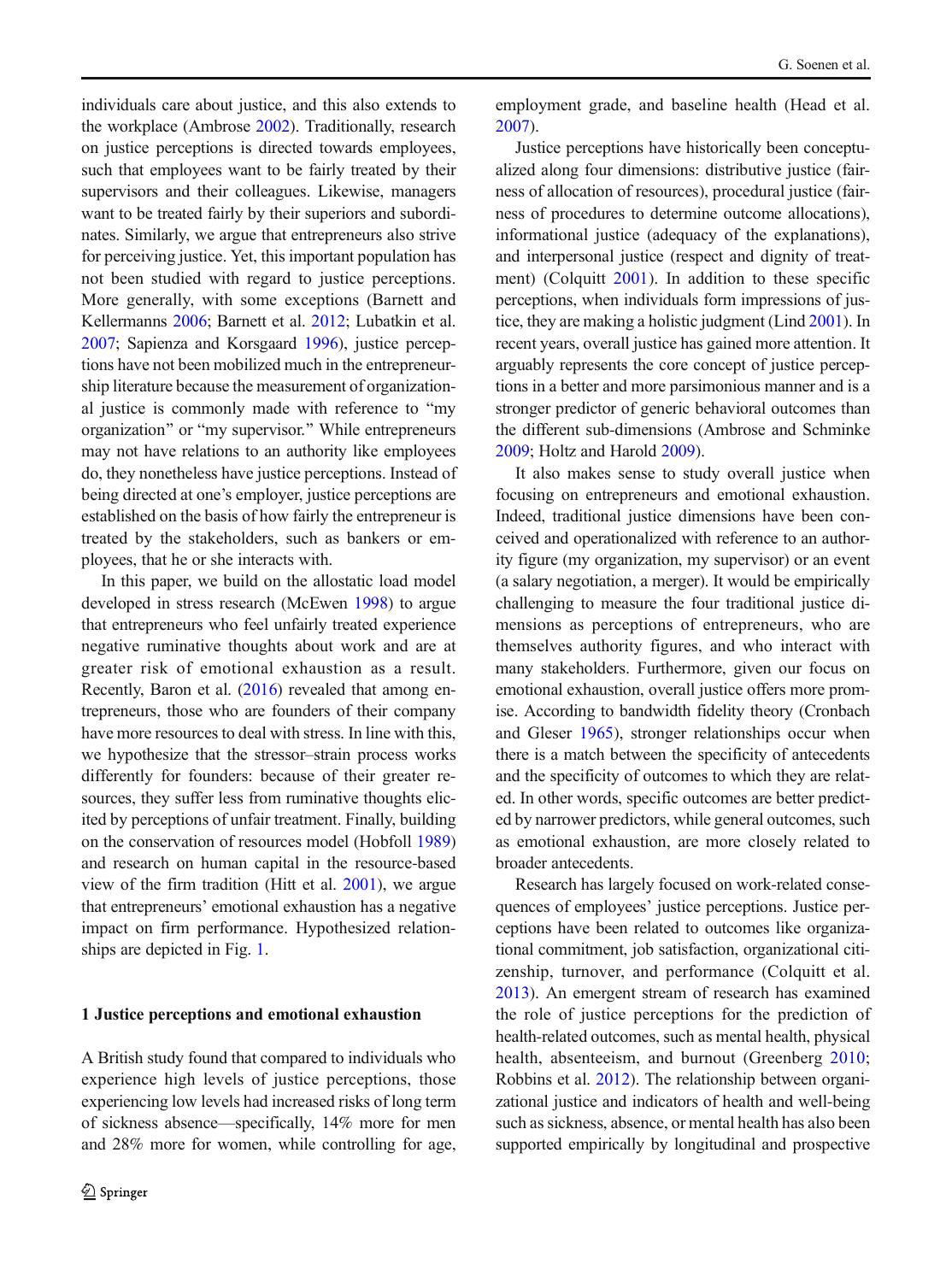individuals care about justice, and this also extends to the workplace (Ambrose 2002). Traditionally, research on justice perceptions is directed towards employees, such that employees want to be fairly treated by their supervisors and their colleagues. Likewise, managers want to be treated fairly by their superiors and subordinates. Similarly, we argue that entrepreneurs also strive for perceiving justice. Yet, this important population has not been studied with regard to justice perceptions. More generally, with some exceptions (Barnett and Kellermanns 2006; Barnett et al. 2012; Lubatkin et al. 2007; Sapienza and Korsgaard 1996), justice perceptions have not been mobilized much in the entrepreneurship literature because the measurement of organizational justice is commonly made with reference to "my organization" or "my supervisor." While entrepreneurs may not have relations to an authority like employees do, they nonetheless have justice perceptions. Instead of being directed at one's employer, justice perceptions are established on the basis of how fairly the entrepreneur is treated by the stakeholders, such as bankers or employees, that he or she interacts with.

In this paper, we build on the allostatic load model developed in stress research (McEwen 1998) to argue that entrepreneurs who feel unfairly treated experience negative ruminative thoughts about work and are at greater risk of emotional exhaustion as a result. Recently, Baron et al. (2016) revealed that among entrepreneurs, those who are founders of their company have more resources to deal with stress. In line with this, we hypothesize that the stressor–strain process works differently for founders: because of their greater resources, they suffer less from ruminative thoughts elicited by perceptions of unfair treatment. Finally, building on the conservation of resources model (Hobfoll 1989) and research on human capital in the resource-based view of the firm tradition (Hitt et al. 2001), we argue that entrepreneurs' emotional exhaustion has a negative impact on firm performance. Hypothesized relationships are depicted in Fig. 1.

## 1 Justice perceptions and emotional exhaustion

A British study found that compared to individuals who experience high levels of justice perceptions, those experiencing low levels had increased risks of long term of sickness absence—specifically, 14% more for men and 28% more for women, while controlling for age, employment grade, and baseline health (Head et al. 2007).

Justice perceptions have historically been conceptualized along four dimensions: distributive justice (fairness of allocation of resources), procedural justice (fairness of procedures to determine outcome allocations), informational justice (adequacy of the explanations), and interpersonal justice (respect and dignity of treatment) (Colquitt 2001). In addition to these specific perceptions, when individuals form impressions of justice, they are making a holistic judgment (Lind 2001). In recent years, overall justice has gained more attention. It arguably represents the core concept of justice perceptions in a better and more parsimonious manner and is a stronger predictor of generic behavioral outcomes than the different sub-dimensions (Ambrose and Schminke 2009; Holtz and Harold 2009).

It also makes sense to study overall justice when focusing on entrepreneurs and emotional exhaustion. Indeed, traditional justice dimensions have been conceived and operationalized with reference to an authority figure (my organization, my supervisor) or an event (a salary negotiation, a merger). It would be empirically challenging to measure the four traditional justice dimensions as perceptions of entrepreneurs, who are themselves authority figures, and who interact with many stakeholders. Furthermore, given our focus on emotional exhaustion, overall justice offers more promise. According to bandwidth fidelity theory (Cronbach and Gleser 1965), stronger relationships occur when there is a match between the specificity of antecedents and the specificity of outcomes to which they are related. In other words, specific outcomes are better predicted by narrower predictors, while general outcomes, such as emotional exhaustion, are more closely related to broader antecedents.

Research has largely focused on work-related consequences of employees' justice perceptions. Justice perceptions have been related to outcomes like organizational commitment, job satisfaction, organizational citizenship, turnover, and performance (Colquitt et al. 2013). An emergent stream of research has examined the role of justice perceptions for the prediction of health-related outcomes, such as mental health, physical health, absenteeism, and burnout (Greenberg 2010; Robbins et al. 2012). The relationship between organizational justice and indicators of health and well-being such as sickness, absence, or mental health has also been supported empirically by longitudinal and prospective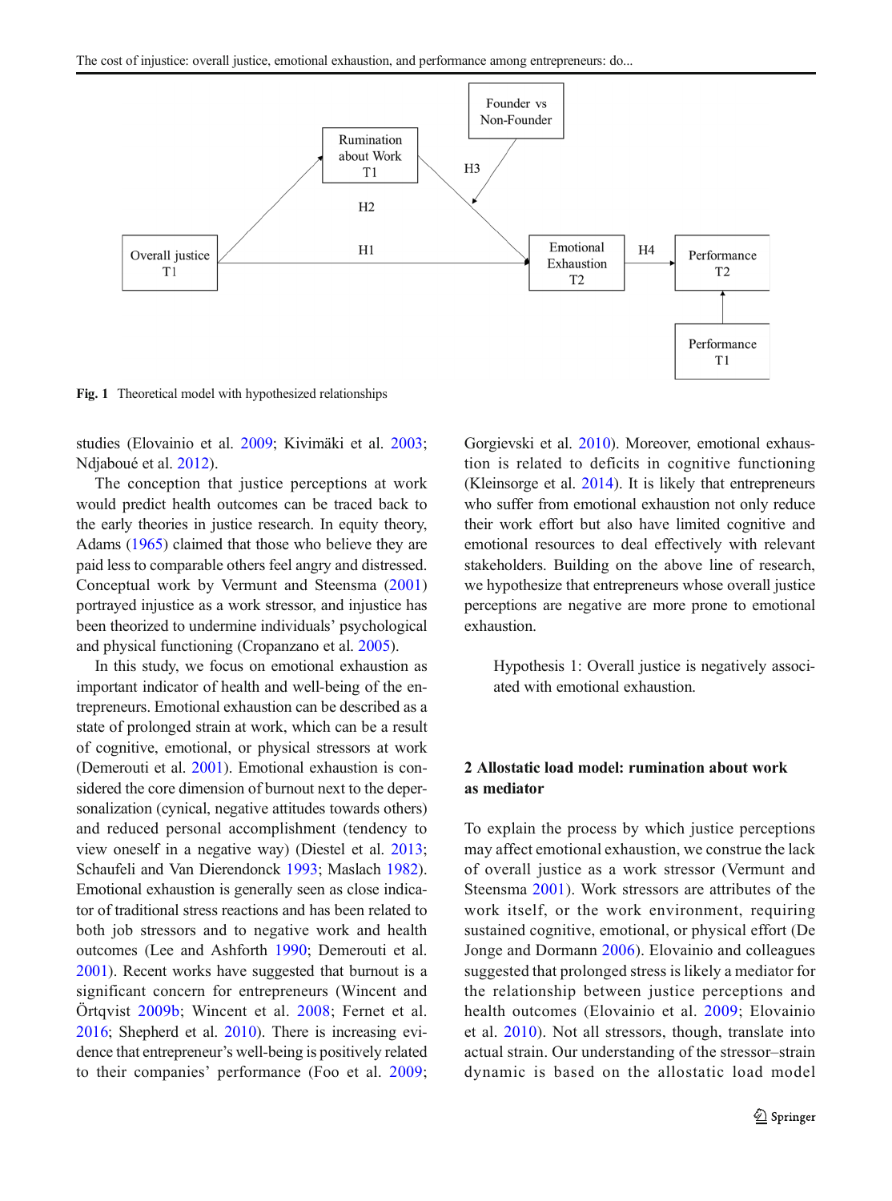Fig. 1 Theoretical model with hypothesized relationships

studies (Elovainio et al. 2009; Kivimäki et al. 2003; Ndjaboué et al. 2012).

The conception that justice perceptions at work would predict health outcomes can be traced back to the early theories in justice research. In equity theory, Adams (1965) claimed that those who believe they are paid less to comparable others feel angry and distressed. Conceptual work by Vermunt and Steensma (2001) portrayed injustice as a work stressor, and injustice has been theorized to undermine individuals' psychological and physical functioning (Cropanzano et al. 2005).

In this study, we focus on emotional exhaustion as important indicator of health and well-being of the entrepreneurs. Emotional exhaustion can be described as a state of prolonged strain at work, which can be a result of cognitive, emotional, or physical stressors at work (Demerouti et al. 2001). Emotional exhaustion is considered the core dimension of burnout next to the depersonalization (cynical, negative attitudes towards others) and reduced personal accomplishment (tendency to view oneself in a negative way) (Diestel et al. 2013; Schaufeli and Van Dierendonck 1993; Maslach 1982). Emotional exhaustion is generally seen as close indicator of traditional stress reactions and has been related to both job stressors and to negative work and health outcomes (Lee and Ashforth 1990; Demerouti et al. 2001). Recent works have suggested that burnout is a significant concern for entrepreneurs (Wincent and Örtqvist 2009b; Wincent et al. 2008; Fernet et al. 2016; Shepherd et al. 2010). There is increasing evidence that entrepreneur's well-being is positively related to their companies' performance (Foo et al. 2009; Gorgievski et al. 2010). Moreover, emotional exhaustion is related to deficits in cognitive functioning (Kleinsorge et al. 2014). It is likely that entrepreneurs who suffer from emotional exhaustion not only reduce their work effort but also have limited cognitive and emotional resources to deal effectively with relevant stakeholders. Building on the above line of research, we hypothesize that entrepreneurs whose overall justice perceptions are negative are more prone to emotional exhaustion.

> Hypothesis 1: Overall justice is negatively associated with emotional exhaustion.

## 2 Allostatic load model: rumination about work as mediator

To explain the process by which justice perceptions may affect emotional exhaustion, we construe the lack of overall justice as a work stressor (Vermunt and Steensma 2001). Work stressors are attributes of the work itself, or the work environment, requiring sustained cognitive, emotional, or physical effort (De Jonge and Dormann 2006). Elovainio and colleagues suggested that prolonged stress is likely a mediator for the relationship between justice perceptions and health outcomes (Elovainio et al. 2009; Elovainio et al. 2010). Not all stressors, though, translate into actual strain. Our understanding of the stressor–strain dynamic is based on the allostatic load model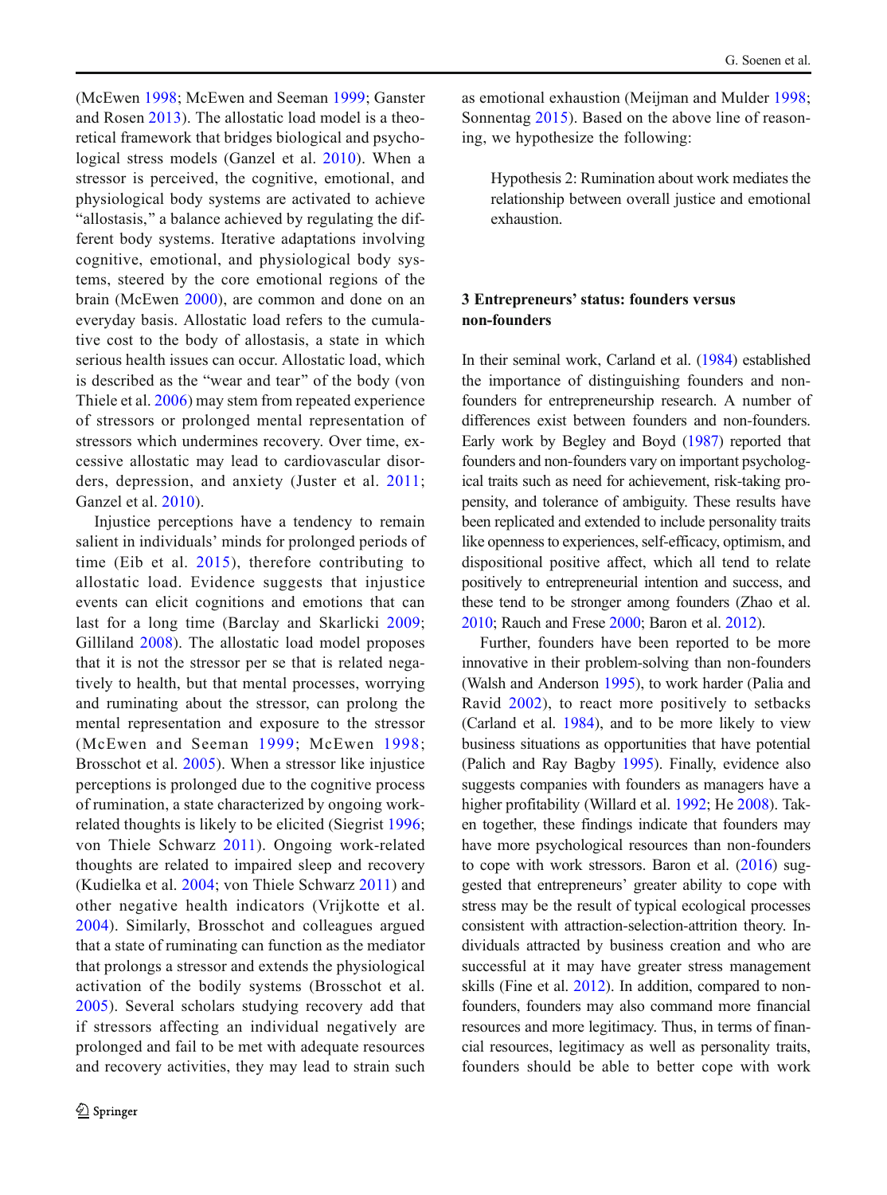(McEwen 1998; McEwen and Seeman 1999; Ganster and Rosen 2013). The allostatic load model is a theoretical framework that bridges biological and psychological stress models (Ganzel et al. 2010). When a stressor is perceived, the cognitive, emotional, and physiological body systems are activated to achieve "allostasis," a balance achieved by regulating the different body systems. Iterative adaptations involving cognitive, emotional, and physiological body systems, steered by the core emotional regions of the brain (McEwen 2000), are common and done on an everyday basis. Allostatic load refers to the cumulative cost to the body of allostasis, a state in which serious health issues can occur. Allostatic load, which is described as the "wear and tear" of the body (von Thiele et al. 2006) may stem from repeated experience of stressors or prolonged mental representation of stressors which undermines recovery. Over time, excessive allostatic may lead to cardiovascular disorders, depression, and anxiety (Juster et al. 2011; Ganzel et al. 2010).

Injustice perceptions have a tendency to remain salient in individuals' minds for prolonged periods of time (Eib et al. 2015), therefore contributing to allostatic load. Evidence suggests that injustice events can elicit cognitions and emotions that can last for a long time (Barclay and Skarlicki 2009; Gilliland 2008). The allostatic load model proposes that it is not the stressor per se that is related negatively to health, but that mental processes, worrying and ruminating about the stressor, can prolong the mental representation and exposure to the stressor (McEwen and Seeman 1999; McEwen 1998; Brosschot et al. 2005). When a stressor like injustice perceptions is prolonged due to the cognitive process of rumination, a state characterized by ongoing work-related thoughts is likely to be elicited (Siegrist 1996; von Thiele Schwarz 2011). Ongoing work-related thoughts are related to impaired sleep and recovery (Kudielka et al. 2004; von Thiele Schwarz 2011) and other negative health indicators (Vrijkotte et al. 2004). Similarly, Brosschot and colleagues argued that a state of ruminating can function as the mediator that prolongs a stressor and extends the physiological activation of the bodily systems (Brosschot et al. 2005). Several scholars studying recovery add that if stressors affecting an individual negatively are prolonged and fail to be met with adequate resources and recovery activities, they may lead to strain such as emotional exhaustion (Meijman and Mulder 1998; Sonnentag 2015). Based on the above line of reasoning, we hypothesize the following:

> Hypothesis 2: Rumination about work mediates the relationship between overall justice and emotional exhaustion.

## 3 Entrepreneurs' status: founders versus non-founders

In their seminal work, Carland et al. (1984) established the importance of distinguishing founders and non-founders for entrepreneurship research. A number of differences exist between founders and non-founders. Early work by Begley and Boyd (1987) reported that founders and non-founders vary on important psychological traits such as need for achievement, risk-taking propensity, and tolerance of ambiguity. These results have been replicated and extended to include personality traits like openness to experiences, self-efficacy, optimism, and dispositional positive affect, which all tend to relate positively to entrepreneurial intention and success, and these tend to be stronger among founders (Zhao et al. 2010; Rauch and Frese 2000; Baron et al. 2012).

Further, founders have been reported to be more innovative in their problem-solving than non-founders (Walsh and Anderson 1995), to work harder (Palia and Ravid 2002), to react more positively to setbacks (Carland et al. 1984), and to be more likely to view business situations as opportunities that have potential (Palich and Ray Bagby 1995). Finally, evidence also suggests companies with founders as managers have a higher profitability (Willard et al. 1992; He 2008). Taken together, these findings indicate that founders may have more psychological resources than non-founders to cope with work stressors. Baron et al. (2016) suggested that entrepreneurs' greater ability to cope with stress may be the result of typical ecological processes consistent with attraction-selection-attrition theory. Individuals attracted by business creation and who are successful at it may have greater stress management skills (Fine et al. 2012). In addition, compared to non-founders, founders may also command more financial resources and more legitimacy. Thus, in terms of financial resources, legitimacy as well as personality traits, founders should be able to better cope with work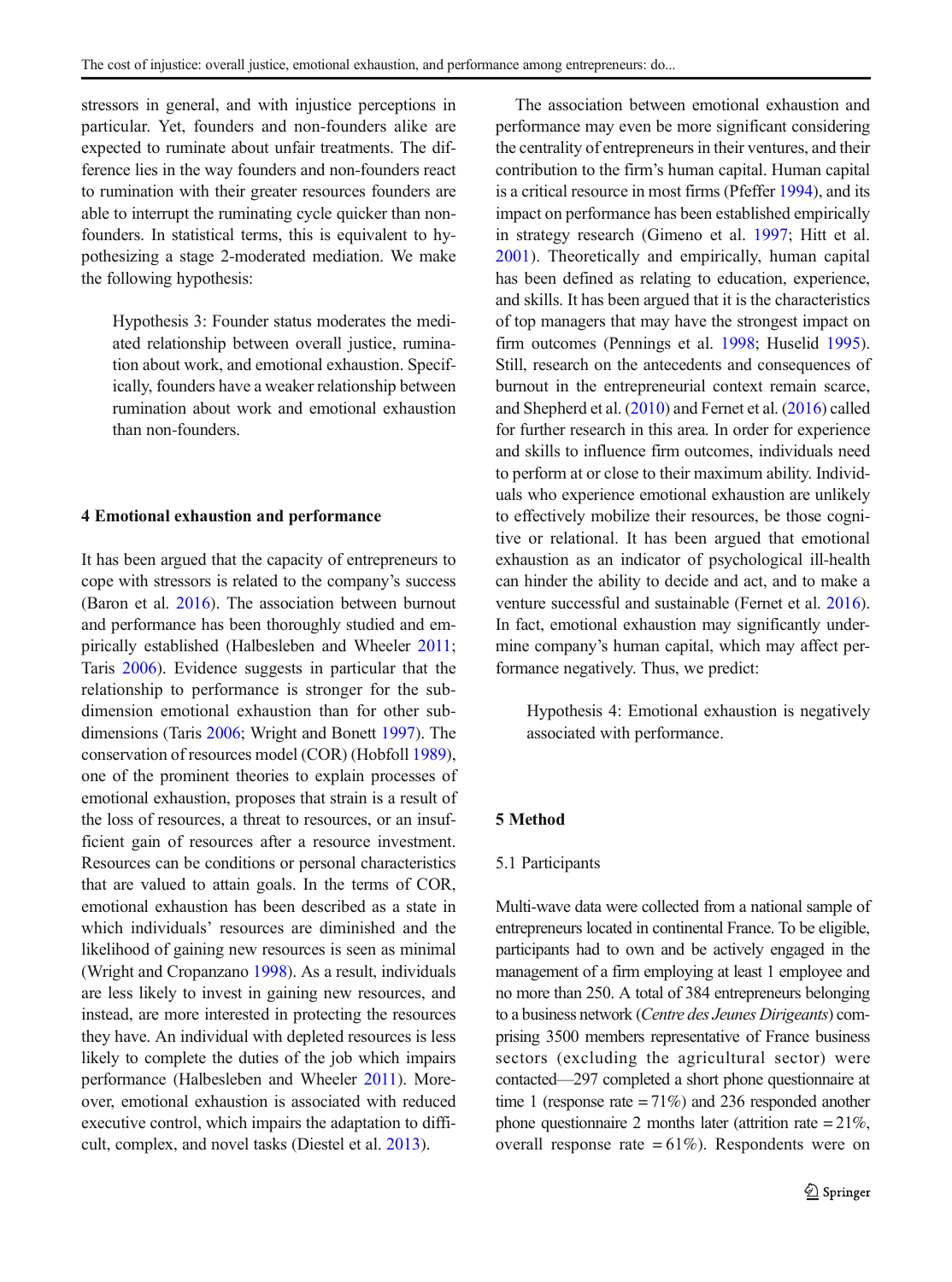stressors in general, and with injustice perceptions in particular. Yet, founders and non-founders alike are expected to ruminate about unfair treatments. The difference lies in the way founders and non-founders react to rumination with their greater resources founders are able to interrupt the ruminating cycle quicker than non-founders. In statistical terms, this is equivalent to hypothesizing a stage 2-moderated mediation. We make the following hypothesis:

> Hypothesis 3: Founder status moderates the mediated relationship between overall justice, rumination about work, and emotional exhaustion. Specifically, founders have a weaker relationship between rumination about work and emotional exhaustion than non-founders.

## 4 Emotional exhaustion and performance

It has been argued that the capacity of entrepreneurs to cope with stressors is related to the company's success (Baron et al. 2016). The association between burnout and performance has been thoroughly studied and empirically established (Halbesleben and Wheeler 2011; Taris 2006). Evidence suggests in particular that the relationship to performance is stronger for the sub-dimension emotional exhaustion than for other sub-dimensions (Taris 2006; Wright and Bonett 1997). The conservation of resources model (COR) (Hobfoll 1989), one of the prominent theories to explain processes of emotional exhaustion, proposes that strain is a result of the loss of resources, a threat to resources, or an insufficient gain of resources after a resource investment. Resources can be conditions or personal characteristics that are valued to attain goals. In the terms of COR, emotional exhaustion has been described as a state in which individuals' resources are diminished and the likelihood of gaining new resources is seen as minimal (Wright and Cropanzano 1998). As a result, individuals are less likely to invest in gaining new resources, and instead, are more interested in protecting the resources they have. An individual with depleted resources is less likely to complete the duties of the job which impairs performance (Halbesleben and Wheeler 2011). Moreover, emotional exhaustion is associated with reduced executive control, which impairs the adaptation to difficult, complex, and novel tasks (Diestel et al. 2013).

The association between emotional exhaustion and performance may even be more significant considering the centrality of entrepreneurs in their ventures, and their contribution to the firm's human capital. Human capital is a critical resource in most firms (Pfeffer 1994), and its impact on performance has been established empirically in strategy research (Gimeno et al. 1997; Hitt et al. 2001). Theoretically and empirically, human capital has been defined as relating to education, experience, and skills. It has been argued that it is the characteristics of top managers that may have the strongest impact on firm outcomes (Pennings et al. 1998; Huselid 1995). Still, research on the antecedents and consequences of burnout in the entrepreneurial context remain scarce, and Shepherd et al. (2010) and Fernet et al. (2016) called for further research in this area. In order for experience and skills to influence firm outcomes, individuals need to perform at or close to their maximum ability. Individuals who experience emotional exhaustion are unlikely to effectively mobilize their resources, be those cognitive or relational. It has been argued that emotional exhaustion as an indicator of psychological ill-health can hinder the ability to decide and act, and to make a venture successful and sustainable (Fernet et al. 2016). In fact, emotional exhaustion may significantly undermine company's human capital, which may affect performance negatively. Thus, we predict:

> Hypothesis 4: Emotional exhaustion is negatively associated with performance.

## 5 Method

### 5.1 Participants

Multi-wave data were collected from a national sample of entrepreneurs located in continental France. To be eligible, participants had to own and be actively engaged in the management of a firm employing at least 1 employee and no more than 250. A total of 384 entrepreneurs belonging to a business network (*Centre des Jeunes Dirigeants*) comprising 3500 members representative of France business sectors (excluding the agricultural sector) were contacted—297 completed a short phone questionnaire at time 1 (response rate = 71%) and 236 responded another phone questionnaire 2 months later (attrition rate = 21%, overall response rate = 61%). Respondents were on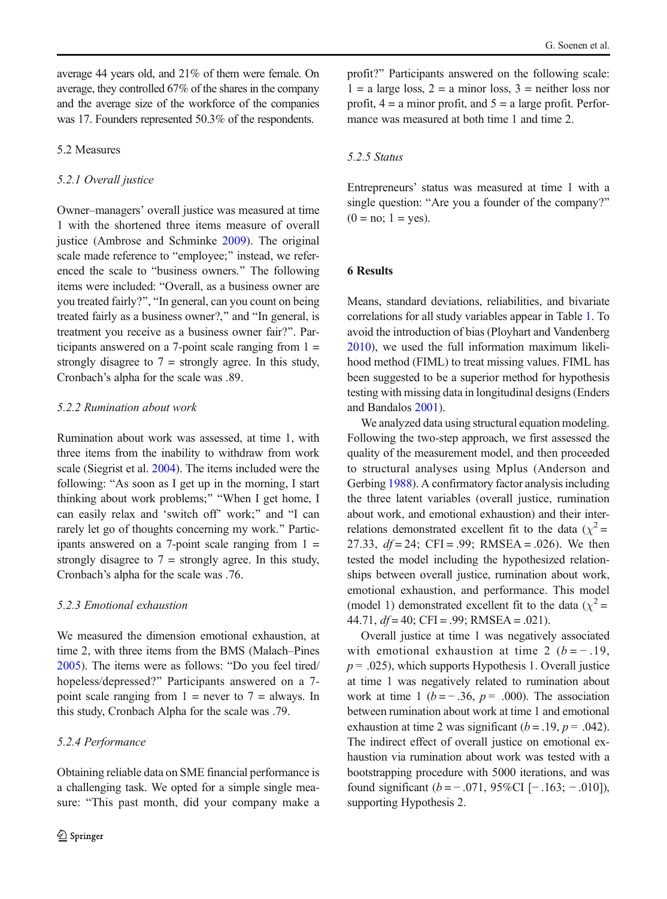average 44 years old, and 21% of them were female. On average, they controlled 67% of the shares in the company and the average size of the workforce of the companies was 17. Founders represented 50.3% of the respondents.

## 5.2 Measures

### *5.2.1 Overall justice*

Owner–managers' overall justice was measured at time 1 with the shortened three items measure of overall justice (Ambrose and Schminke 2009). The original scale made reference to "employee;" instead, we referenced the scale to "business owners." The following items were included: "Overall, as a business owner are you treated fairly?", "In general, can you count on being treated fairly as a business owner?," and "In general, is treatment you receive as a business owner fair?". Participants answered on a 7-point scale ranging from 1 = strongly disagree to 7 = strongly agree. In this study, Cronbach's alpha for the scale was .89.

### *5.2.2 Rumination about work*

Rumination about work was assessed, at time 1, with three items from the inability to withdraw from work scale (Siegrist et al. 2004). The items included were the following: "As soon as I get up in the morning, I start thinking about work problems;" "When I get home, I can easily relax and 'switch off' work;" and "I can rarely let go of thoughts concerning my work." Participants answered on a 7-point scale ranging from 1 = strongly disagree to 7 = strongly agree. In this study, Cronbach's alpha for the scale was .76.

### *5.2.3 Emotional exhaustion*

We measured the dimension emotional exhaustion, at time 2, with three items from the BMS (Malach–Pines 2005). The items were as follows: "Do you feel tired/hopeless/depressed?" Participants answered on a 7-point scale ranging from 1 = never to 7 = always. In this study, Cronbach Alpha for the scale was .79.

### *5.2.4 Performance*

Obtaining reliable data on SME financial performance is a challenging task. We opted for a simple single measure: "This past month, did your company make a profit?" Participants answered on the following scale: 1 = a large loss, 2 = a minor loss, 3 = neither loss nor profit, 4 = a minor profit, and 5 = a large profit. Performance was measured at both time 1 and time 2.

### *5.2.5 Status*

Entrepreneurs' status was measured at time 1 with a single question: "Are you a founder of the company?" (0 = no; 1 = yes).

# 6 Results

Means, standard deviations, reliabilities, and bivariate correlations for all study variables appear in Table 1. To avoid the introduction of bias (Ployhart and Vandenberg 2010), we used the full information maximum likelihood method (FIML) to treat missing values. FIML has been suggested to be a superior method for hypothesis testing with missing data in longitudinal designs (Enders and Bandalos 2001).

We analyzed data using structural equation modeling. Following the two-step approach, we first assessed the quality of the measurement model, and then proceeded to structural analyses using Mplus (Anderson and Gerbing 1988). A confirmatory factor analysis including the three latent variables (overall justice, rumination about work, and emotional exhaustion) and their interrelations demonstrated excellent fit to the data ($\chi^2$ = 27.33, $df$ = 24; CFI = .99; RMSEA = .026). We then tested the model including the hypothesized relationships between overall justice, rumination about work, emotional exhaustion, and performance. This model (model 1) demonstrated excellent fit to the data ($\chi^2$ = 44.71, $df$ = 40; CFI = .99; RMSEA = .021).

Overall justice at time 1 was negatively associated with emotional exhaustion at time 2 ($b = -.19$, $p = .025$), which supports Hypothesis 1. Overall justice at time 1 was negatively related to rumination about work at time 1 ($b = -.36$, $p = .000$). The association between rumination about work at time 1 and emotional exhaustion at time 2 was significant ($b = .19$, $p = .042$). The indirect effect of overall justice on emotional exhaustion via rumination about work was tested with a bootstrapping procedure with 5000 iterations, and was found significant ($b = -.071$, 95%CI [−.163; −.010]), supporting Hypothesis 2.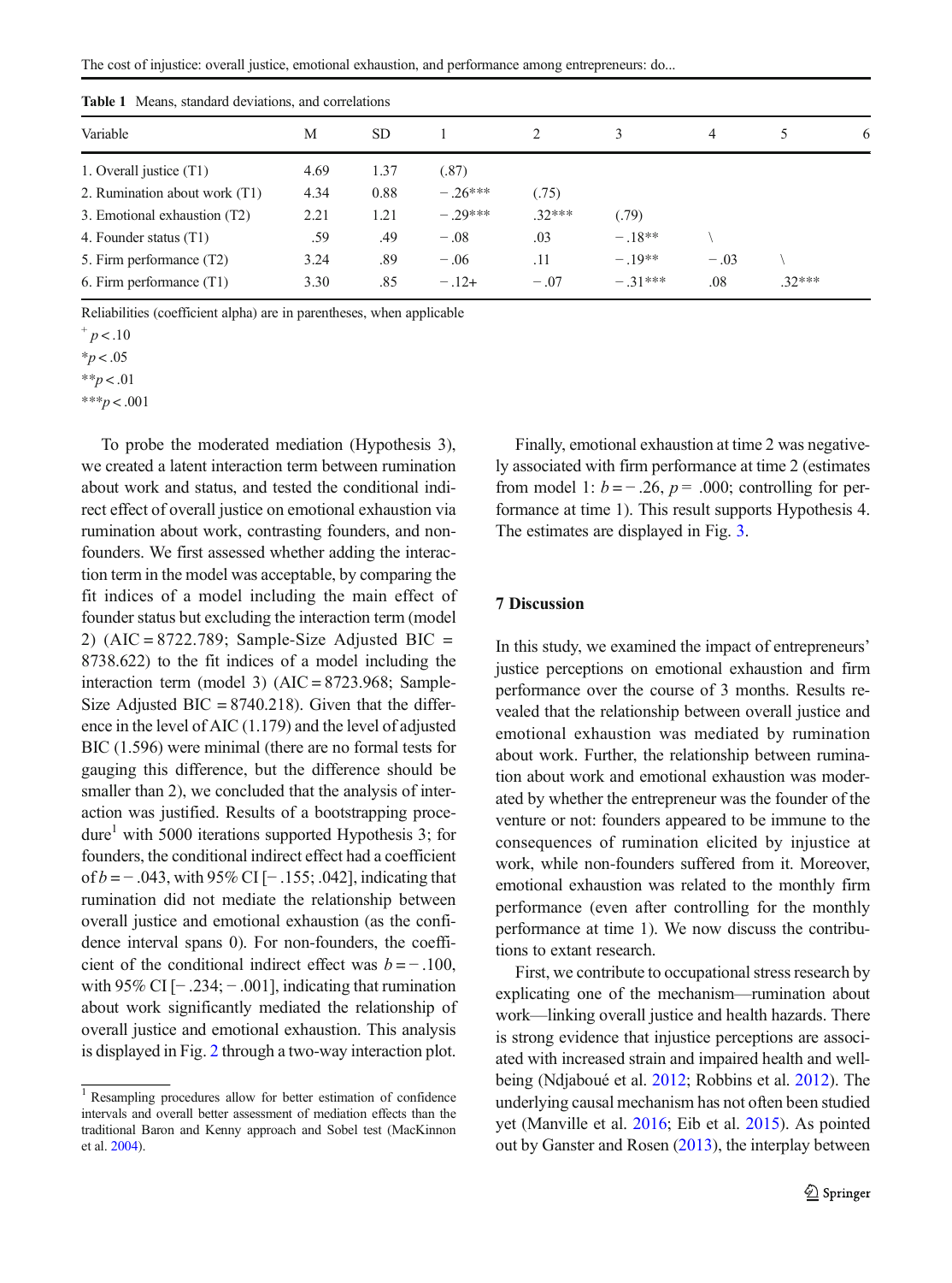**Table 1** Means, standard deviations, and correlations

| Variable | M | SD | 1 | 2 | 3 | 4 | 5 | 6 |
|---|---|---|---|---|---|---|---|---|
| 1. Overall justice (T1) | 4.69 | 1.37 | (.87) | | | | | |
| 2. Rumination about work (T1) | 4.34 | 0.88 | − .26*** | (.75) | | | | |
| 3. Emotional exhaustion (T2) | 2.21 | 1.21 | − .29*** | .32*** | (.79) | | | |
| 4. Founder status (T1) | .59 | .49 | − .08 | .03 | − .18** | \ | | |
| 5. Firm performance (T2) | 3.24 | .89 | − .06 | .11 | − .19** | − .03 | \ | |
| 6. Firm performance (T1) | 3.30 | .85 | − .12+ | − .07 | − .31*** | .08 | .32*** | |

Reliabilities (coefficient alpha) are in parentheses, when applicable

+ $p < .10$

*$p < .05$

**$p < .01$

***$p < .001$

To probe the moderated mediation (Hypothesis 3), we created a latent interaction term between rumination about work and status, and tested the conditional indirect effect of overall justice on emotional exhaustion via rumination about work, contrasting founders, and non-founders. We first assessed whether adding the interaction term in the model was acceptable, by comparing the fit indices of a model including the main effect of founder status but excluding the interaction term (model 2) (AIC = 8722.789; Sample-Size Adjusted BIC = 8738.622) to the fit indices of a model including the interaction term (model 3) (AIC = 8723.968; Sample-Size Adjusted BIC = 8740.218). Given that the difference in the level of AIC (1.179) and the level of adjusted BIC (1.596) were minimal (there are no formal tests for gauging this difference, but the difference should be smaller than 2), we concluded that the analysis of interaction was justified. Results of a bootstrapping procedure[1] with 5000 iterations supported Hypothesis 3; for founders, the conditional indirect effect had a coefficient of $b = -.043$, with 95% CI [− .155; .042], indicating that rumination did not mediate the relationship between overall justice and emotional exhaustion (as the confidence interval spans 0). For non-founders, the coefficient of the conditional indirect effect was $b = -.100$, with 95% CI [− .234; − .001], indicating that rumination about work significantly mediated the relationship of overall justice and emotional exhaustion. This analysis is displayed in Fig. 2 through a two-way interaction plot.

Finally, emotional exhaustion at time 2 was negatively associated with firm performance at time 2 (estimates from model 1: $b = -.26$, $p = .000$; controlling for performance at time 1). This result supports Hypothesis 4. The estimates are displayed in Fig. 3.

## 7 Discussion

In this study, we examined the impact of entrepreneurs' justice perceptions on emotional exhaustion and firm performance over the course of 3 months. Results revealed that the relationship between overall justice and emotional exhaustion was mediated by rumination about work. Further, the relationship between rumination about work and emotional exhaustion was moderated by whether the entrepreneur was the founder of the venture or not: founders appeared to be immune to the consequences of rumination elicited by injustice at work, while non-founders suffered from it. Moreover, emotional exhaustion was related to the monthly firm performance (even after controlling for the monthly performance at time 1). We now discuss the contributions to extant research.

First, we contribute to occupational stress research by explicating one of the mechanism—rumination about work—linking overall justice and health hazards. There is strong evidence that injustice perceptions are associated with increased strain and impaired health and well-being (Ndjaboué et al. 2012; Robbins et al. 2012). The underlying causal mechanism has not often been studied yet (Manville et al. 2016; Eib et al. 2015). As pointed out by Ganster and Rosen (2013), the interplay between

[1] Resampling procedures allow for better estimation of confidence intervals and overall better assessment of mediation effects than the traditional Baron and Kenny approach and Sobel test (MacKinnon et al. 2004).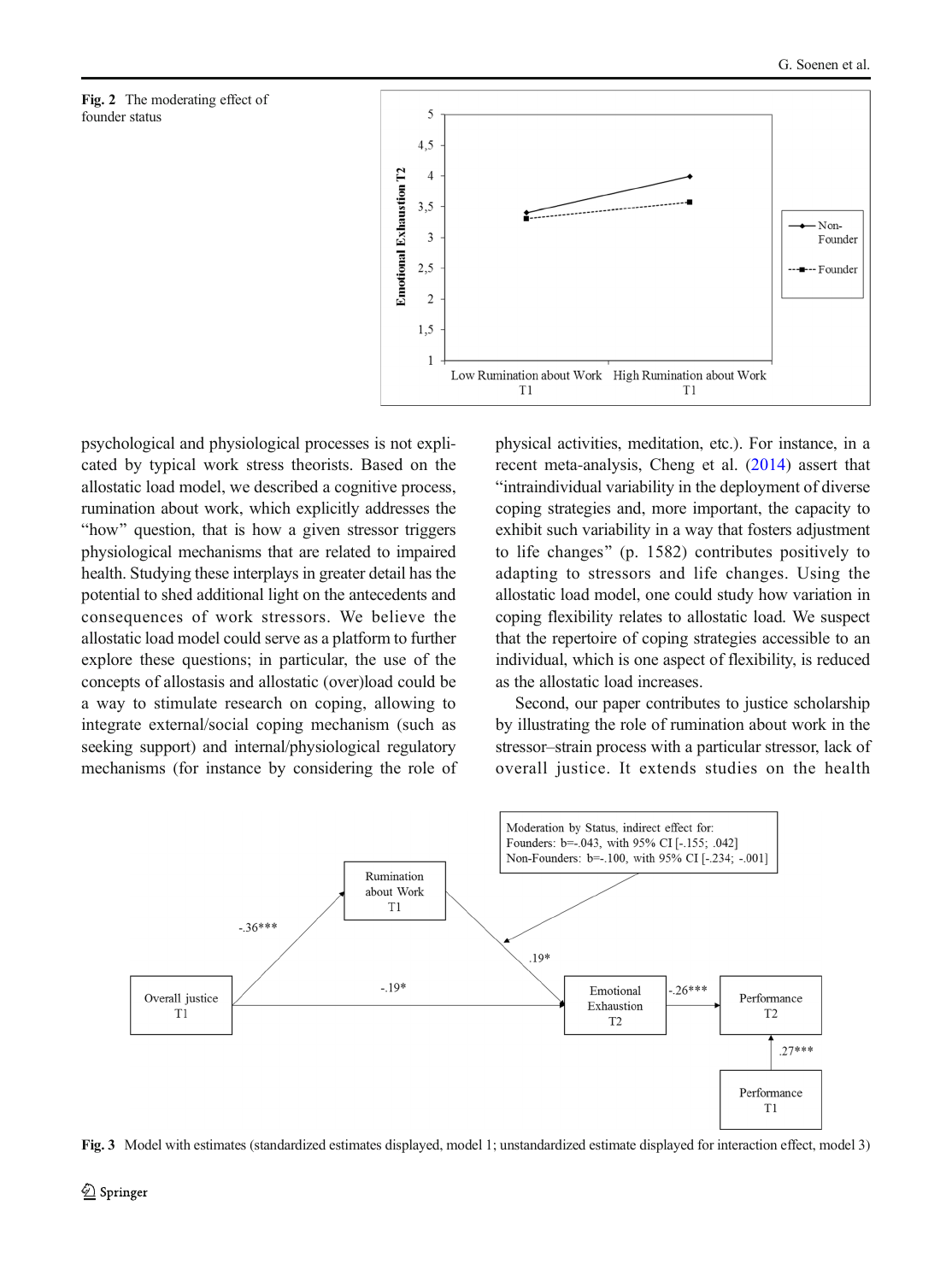Fig. 2 The moderating effect of founder status

psychological and physiological processes is not explicated by typical work stress theorists. Based on the allostatic load model, we described a cognitive process, rumination about work, which explicitly addresses the "how" question, that is how a given stressor triggers physiological mechanisms that are related to impaired health. Studying these interplays in greater detail has the potential to shed additional light on the antecedents and consequences of work stressors. We believe the allostatic load model could serve as a platform to further explore these questions; in particular, the use of the concepts of allostasis and allostatic (over)load could be a way to stimulate research on coping, allowing to integrate external/social coping mechanism (such as seeking support) and internal/physiological regulatory mechanisms (for instance by considering the role of physical activities, meditation, etc.). For instance, in a recent meta-analysis, Cheng et al. (2014) assert that "intraindividual variability in the deployment of diverse coping strategies and, more important, the capacity to exhibit such variability in a way that fosters adjustment to life changes" (p. 1582) contributes positively to adapting to stressors and life changes. Using the allostatic load model, one could study how variation in coping flexibility relates to allostatic load. We suspect that the repertoire of coping strategies accessible to an individual, which is one aspect of flexibility, is reduced as the allostatic load increases.

Second, our paper contributes to justice scholarship by illustrating the role of rumination about work in the stressor–strain process with a particular stressor, lack of overall justice. It extends studies on the health

Fig. 3 Model with estimates (standardized estimates displayed, model 1; unstandardized estimate displayed for interaction effect, model 3)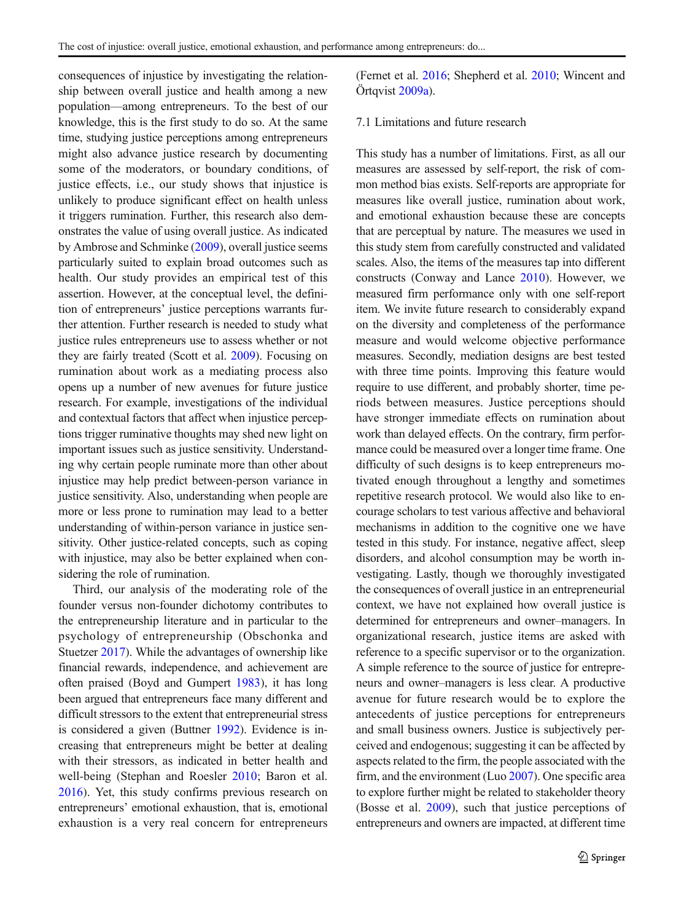consequences of injustice by investigating the relationship between overall justice and health among a new population—among entrepreneurs. To the best of our knowledge, this is the first study to do so. At the same time, studying justice perceptions among entrepreneurs might also advance justice research by documenting some of the moderators, or boundary conditions, of justice effects, i.e., our study shows that injustice is unlikely to produce significant effect on health unless it triggers rumination. Further, this research also demonstrates the value of using overall justice. As indicated by Ambrose and Schminke (2009), overall justice seems particularly suited to explain broad outcomes such as health. Our study provides an empirical test of this assertion. However, at the conceptual level, the definition of entrepreneurs' justice perceptions warrants further attention. Further research is needed to study what justice rules entrepreneurs use to assess whether or not they are fairly treated (Scott et al. 2009). Focusing on rumination about work as a mediating process also opens up a number of new avenues for future justice research. For example, investigations of the individual and contextual factors that affect when injustice perceptions trigger ruminative thoughts may shed new light on important issues such as justice sensitivity. Understanding why certain people ruminate more than other about injustice may help predict between-person variance in justice sensitivity. Also, understanding when people are more or less prone to rumination may lead to a better understanding of within-person variance in justice sensitivity. Other justice-related concepts, such as coping with injustice, may also be better explained when considering the role of rumination.

Third, our analysis of the moderating role of the founder versus non-founder dichotomy contributes to the entrepreneurship literature and in particular to the psychology of entrepreneurship (Obschonka and Stuetzer 2017). While the advantages of ownership like financial rewards, independence, and achievement are often praised (Boyd and Gumpert 1983), it has long been argued that entrepreneurs face many different and difficult stressors to the extent that entrepreneurial stress is considered a given (Buttner 1992). Evidence is increasing that entrepreneurs might be better at dealing with their stressors, as indicated in better health and well-being (Stephan and Roesler 2010; Baron et al. 2016). Yet, this study confirms previous research on entrepreneurs' emotional exhaustion, that is, emotional exhaustion is a very real concern for entrepreneurs (Fernet et al. 2016; Shepherd et al. 2010; Wincent and Örtqvist 2009a).

## 7.1 Limitations and future research

This study has a number of limitations. First, as all our measures are assessed by self-report, the risk of common method bias exists. Self-reports are appropriate for measures like overall justice, rumination about work, and emotional exhaustion because these are concepts that are perceptual by nature. The measures we used in this study stem from carefully constructed and validated scales. Also, the items of the measures tap into different constructs (Conway and Lance 2010). However, we measured firm performance only with one self-report item. We invite future research to considerably expand on the diversity and completeness of the performance measure and would welcome objective performance measures. Secondly, mediation designs are best tested with three time points. Improving this feature would require to use different, and probably shorter, time periods between measures. Justice perceptions should have stronger immediate effects on rumination about work than delayed effects. On the contrary, firm performance could be measured over a longer time frame. One difficulty of such designs is to keep entrepreneurs motivated enough throughout a lengthy and sometimes repetitive research protocol. We would also like to encourage scholars to test various affective and behavioral mechanisms in addition to the cognitive one we have tested in this study. For instance, negative affect, sleep disorders, and alcohol consumption may be worth investigating. Lastly, though we thoroughly investigated the consequences of overall justice in an entrepreneurial context, we have not explained how overall justice is determined for entrepreneurs and owner–managers. In organizational research, justice items are asked with reference to a specific supervisor or to the organization. A simple reference to the source of justice for entrepreneurs and owner–managers is less clear. A productive avenue for future research would be to explore the antecedents of justice perceptions for entrepreneurs and small business owners. Justice is subjectively perceived and endogenous; suggesting it can be affected by aspects related to the firm, the people associated with the firm, and the environment (Luo 2007). One specific area to explore further might be related to stakeholder theory (Bosse et al. 2009), such that justice perceptions of entrepreneurs and owners are impacted, at different time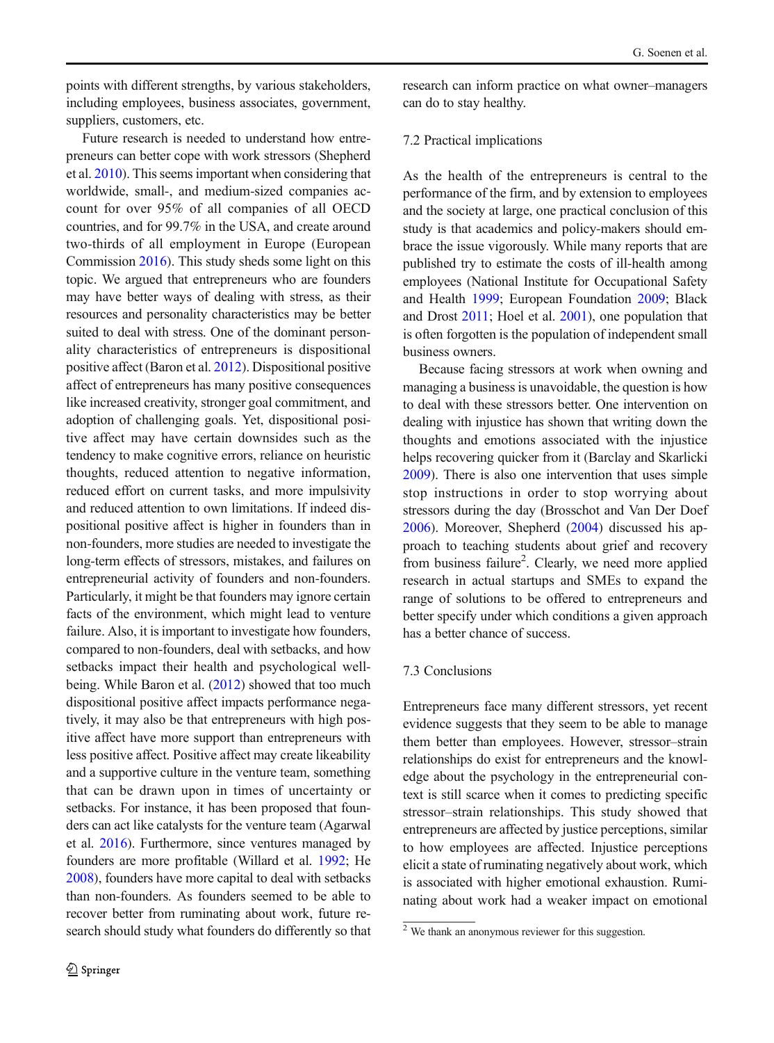points with different strengths, by various stakeholders, including employees, business associates, government, suppliers, customers, etc.

Future research is needed to understand how entrepreneurs can better cope with work stressors (Shepherd et al. 2010). This seems important when considering that worldwide, small-, and medium-sized companies account for over 95% of all companies of all OECD countries, and for 99.7% in the USA, and create around two-thirds of all employment in Europe (European Commission 2016). This study sheds some light on this topic. We argued that entrepreneurs who are founders may have better ways of dealing with stress, as their resources and personality characteristics may be better suited to deal with stress. One of the dominant personality characteristics of entrepreneurs is dispositional positive affect (Baron et al. 2012). Dispositional positive affect of entrepreneurs has many positive consequences like increased creativity, stronger goal commitment, and adoption of challenging goals. Yet, dispositional positive affect may have certain downsides such as the tendency to make cognitive errors, reliance on heuristic thoughts, reduced attention to negative information, reduced effort on current tasks, and more impulsivity and reduced attention to own limitations. If indeed dispositional positive affect is higher in founders than in non-founders, more studies are needed to investigate the long-term effects of stressors, mistakes, and failures on entrepreneurial activity of founders and non-founders. Particularly, it might be that founders may ignore certain facts of the environment, which might lead to venture failure. Also, it is important to investigate how founders, compared to non-founders, deal with setbacks, and how setbacks impact their health and psychological well-being. While Baron et al. (2012) showed that too much dispositional positive affect impacts performance negatively, it may also be that entrepreneurs with high positive affect have more support than entrepreneurs with less positive affect. Positive affect may create likeability and a supportive culture in the venture team, something that can be drawn upon in times of uncertainty or setbacks. For instance, it has been proposed that founders can act like catalysts for the venture team (Agarwal et al. 2016). Furthermore, since ventures managed by founders are more profitable (Willard et al. 1992; He 2008), founders have more capital to deal with setbacks than non-founders. As founders seemed to be able to recover better from ruminating about work, future research should study what founders do differently so that research can inform practice on what owner–managers can do to stay healthy.

## 7.2 Practical implications

As the health of the entrepreneurs is central to the performance of the firm, and by extension to employees and the society at large, one practical conclusion of this study is that academics and policy-makers should embrace the issue vigorously. While many reports that are published try to estimate the costs of ill-health among employees (National Institute for Occupational Safety and Health 1999; European Foundation 2009; Black and Drost 2011; Hoel et al. 2001), one population that is often forgotten is the population of independent small business owners.

Because facing stressors at work when owning and managing a business is unavoidable, the question is how to deal with these stressors better. One intervention on dealing with injustice has shown that writing down the thoughts and emotions associated with the injustice helps recovering quicker from it (Barclay and Skarlicki 2009). There is also one intervention that uses simple stop instructions in order to stop worrying about stressors during the day (Brosschot and Van Der Doef 2006). Moreover, Shepherd (2004) discussed his approach to teaching students about grief and recovery from business failure[2]. Clearly, we need more applied research in actual startups and SMEs to expand the range of solutions to be offered to entrepreneurs and better specify under which conditions a given approach has a better chance of success.

## 7.3 Conclusions

Entrepreneurs face many different stressors, yet recent evidence suggests that they seem to be able to manage them better than employees. However, stressor–strain relationships do exist for entrepreneurs and the knowledge about the psychology in the entrepreneurial context is still scarce when it comes to predicting specific stressor–strain relationships. This study showed that entrepreneurs are affected by justice perceptions, similar to how employees are affected. Injustice perceptions elicit a state of ruminating negatively about work, which is associated with higher emotional exhaustion. Ruminating about work had a weaker impact on emotional

[2] We thank an anonymous reviewer for this suggestion.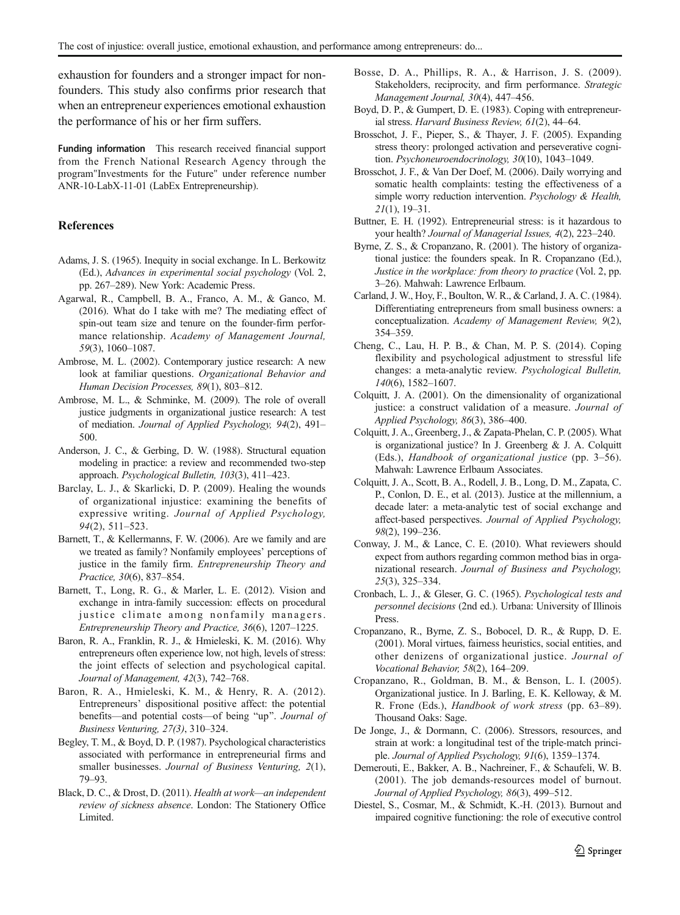exhaustion for founders and a stronger impact for non-founders. This study also confirms prior research that when an entrepreneur experiences emotional exhaustion the performance of his or her firm suffers.

**Funding information** This research received financial support from the French National Research Agency through the program"Investments for the Future" under reference number ANR-10-LabX-11-01 (LabEx Entrepreneurship).

## References

Adams, J. S. (1965). Inequity in social exchange. In L. Berkowitz (Ed.), *Advances in experimental social psychology* (Vol. 2, pp. 267–289). New York: Academic Press.

Agarwal, R., Campbell, B. A., Franco, A. M., & Ganco, M. (2016). What do I take with me? The mediating effect of spin-out team size and tenure on the founder-firm performance relationship. *Academy of Management Journal, 59*(3), 1060–1087.

Ambrose, M. L. (2002). Contemporary justice research: A new look at familiar questions. *Organizational Behavior and Human Decision Processes, 89*(1), 803–812.

Ambrose, M. L., & Schminke, M. (2009). The role of overall justice judgments in organizational justice research: A test of mediation. *Journal of Applied Psychology, 94*(2), 491–500.

Anderson, J. C., & Gerbing, D. W. (1988). Structural equation modeling in practice: a review and recommended two-step approach. *Psychological Bulletin, 103*(3), 411–423.

Barclay, L. J., & Skarlicki, D. P. (2009). Healing the wounds of organizational injustice: examining the benefits of expressive writing. *Journal of Applied Psychology, 94*(2), 511–523.

Barnett, T., & Kellermanns, F. W. (2006). Are we family and are we treated as family? Nonfamily employees' perceptions of justice in the family firm. *Entrepreneurship Theory and Practice, 30*(6), 837–854.

Barnett, T., Long, R. G., & Marler, L. E. (2012). Vision and exchange in intra-family succession: effects on procedural justice climate among nonfamily managers. *Entrepreneurship Theory and Practice, 36*(6), 1207–1225.

Baron, R. A., Franklin, R. J., & Hmieleski, K. M. (2016). Why entrepreneurs often experience low, not high, levels of stress: the joint effects of selection and psychological capital. *Journal of Management, 42*(3), 742–768.

Baron, R. A., Hmieleski, K. M., & Henry, R. A. (2012). Entrepreneurs' dispositional positive affect: the potential benefits—and potential costs—of being "up". *Journal of Business Venturing, 27(3)*, 310–324.

Begley, T. M., & Boyd, D. P. (1987). Psychological characteristics associated with performance in entrepreneurial firms and smaller businesses. *Journal of Business Venturing, 2*(1), 79–93.

Black, D. C., & Drost, D. (2011). *Health at work—an independent review of sickness absence*. London: The Stationery Office Limited.

Bosse, D. A., Phillips, R. A., & Harrison, J. S. (2009). Stakeholders, reciprocity, and firm performance. *Strategic Management Journal, 30*(4), 447–456.

Boyd, D. P., & Gumpert, D. E. (1983). Coping with entrepreneurial stress. *Harvard Business Review, 61*(2), 44–64.

Brosschot, J. F., Pieper, S., & Thayer, J. F. (2005). Expanding stress theory: prolonged activation and perseverative cognition. *Psychoneuroendocrinology, 30*(10), 1043–1049.

Brosschot, J. F., & Van Der Doef, M. (2006). Daily worrying and somatic health complaints: testing the effectiveness of a simple worry reduction intervention. *Psychology & Health, 21*(1), 19–31.

Buttner, E. H. (1992). Entrepreneurial stress: is it hazardous to your health? *Journal of Managerial Issues, 4*(2), 223–240.

Byrne, Z. S., & Cropanzano, R. (2001). The history of organizational justice: the founders speak. In R. Cropanzano (Ed.), *Justice in the workplace: from theory to practice* (Vol. 2, pp. 3–26). Mahwah: Lawrence Erlbaum.

Carland, J. W., Hoy, F., Boulton, W. R., & Carland, J. A. C. (1984). Differentiating entrepreneurs from small business owners: a conceptualization. *Academy of Management Review, 9*(2), 354–359.

Cheng, C., Lau, H. P. B., & Chan, M. P. S. (2014). Coping flexibility and psychological adjustment to stressful life changes: a meta-analytic review. *Psychological Bulletin, 140*(6), 1582–1607.

Colquitt, J. A. (2001). On the dimensionality of organizational justice: a construct validation of a measure. *Journal of Applied Psychology, 86*(3), 386–400.

Colquitt, J. A., Greenberg, J., & Zapata-Phelan, C. P. (2005). What is organizational justice? In J. Greenberg & J. A. Colquitt (Eds.), *Handbook of organizational justice* (pp. 3–56). Mahwah: Lawrence Erlbaum Associates.

Colquitt, J. A., Scott, B. A., Rodell, J. B., Long, D. M., Zapata, C. P., Conlon, D. E., et al. (2013). Justice at the millennium, a decade later: a meta-analytic test of social exchange and affect-based perspectives. *Journal of Applied Psychology, 98*(2), 199–236.

Conway, J. M., & Lance, C. E. (2010). What reviewers should expect from authors regarding common method bias in organizational research. *Journal of Business and Psychology, 25*(3), 325–334.

Cronbach, L. J., & Gleser, G. C. (1965). *Psychological tests and personnel decisions* (2nd ed.). Urbana: University of Illinois Press.

Cropanzano, R., Byrne, Z. S., Bobocel, D. R., & Rupp, D. E. (2001). Moral virtues, fairness heuristics, social entities, and other denizens of organizational justice. *Journal of Vocational Behavior, 58*(2), 164–209.

Cropanzano, R., Goldman, B. M., & Benson, L. I. (2005). Organizational justice. In J. Barling, E. K. Kelloway, & M. R. Frone (Eds.), *Handbook of work stress* (pp. 63–89). Thousand Oaks: Sage.

De Jonge, J., & Dormann, C. (2006). Stressors, resources, and strain at work: a longitudinal test of the triple-match principle. *Journal of Applied Psychology, 91*(6), 1359–1374.

Demerouti, E., Bakker, A. B., Nachreiner, F., & Schaufeli, W. B. (2001). The job demands-resources model of burnout. *Journal of Applied Psychology, 86*(3), 499–512.

Diestel, S., Cosmar, M., & Schmidt, K.-H. (2013). Burnout and impaired cognitive functioning: the role of executive control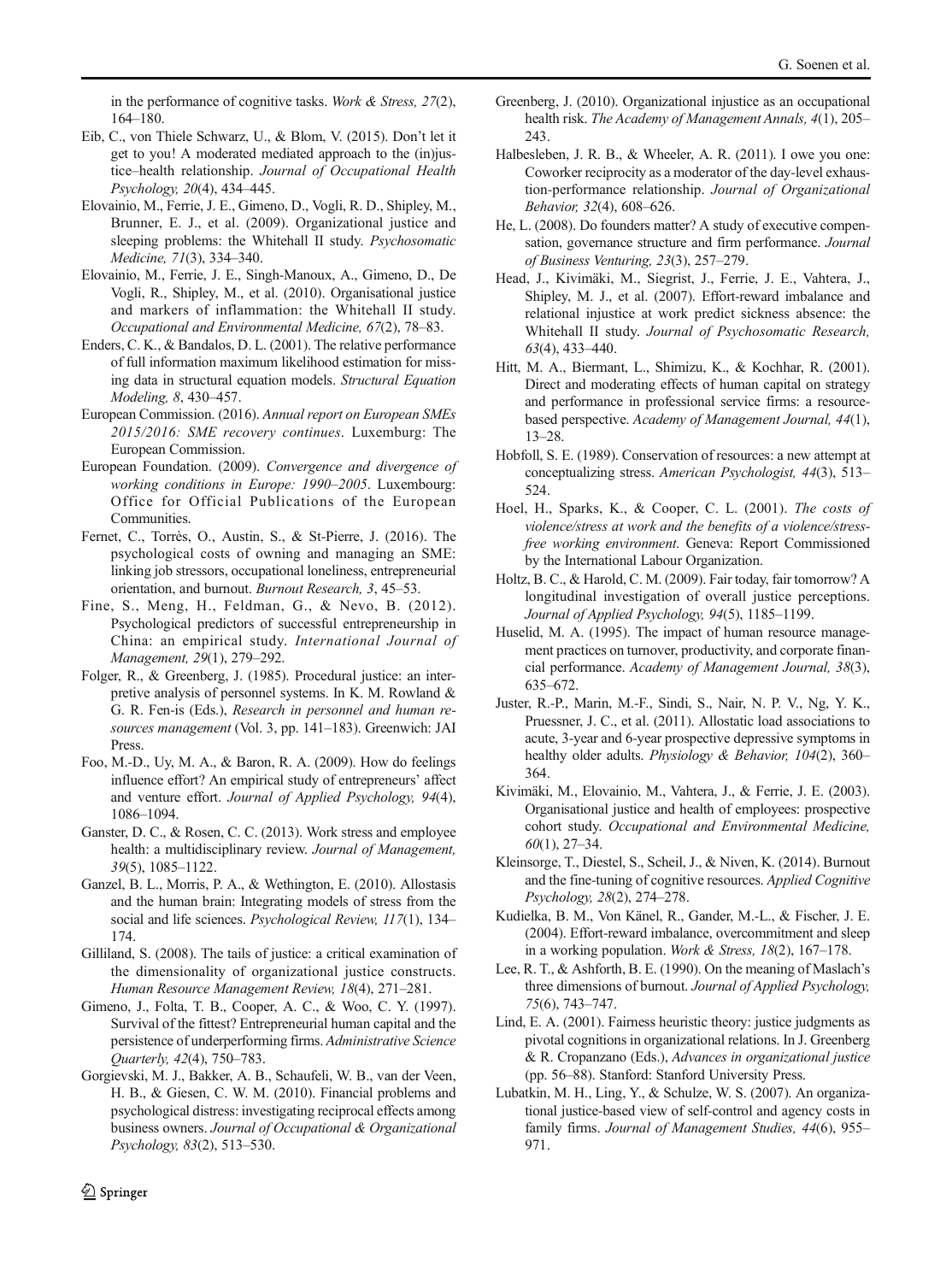in the performance of cognitive tasks. *Work & Stress, 27*(2), 164–180.

Eib, C., von Thiele Schwarz, U., & Blom, V. (2015). Don't let it get to you! A moderated mediated approach to the (in)justice–health relationship. *Journal of Occupational Health Psychology, 20*(4), 434–445.

Elovainio, M., Ferrie, J. E., Gimeno, D., Vogli, R. D., Shipley, M., Brunner, E. J., et al. (2009). Organizational justice and sleeping problems: the Whitehall II study. *Psychosomatic Medicine, 71*(3), 334–340.

Elovainio, M., Ferrie, J. E., Singh-Manoux, A., Gimeno, D., De Vogli, R., Shipley, M., et al. (2010). Organisational justice and markers of inflammation: the Whitehall II study. *Occupational and Environmental Medicine, 67*(2), 78–83.

Enders, C. K., & Bandalos, D. L. (2001). The relative performance of full information maximum likelihood estimation for missing data in structural equation models. *Structural Equation Modeling, 8*, 430–457.

European Commission. (2016). *Annual report on European SMEs 2015/2016: SME recovery continues*. Luxemburg: The European Commission.

European Foundation. (2009). *Convergence and divergence of working conditions in Europe: 1990–2005*. Luxembourg: Office for Official Publications of the European Communities.

Fernet, C., Torrès, O., Austin, S., & St-Pierre, J. (2016). The psychological costs of owning and managing an SME: linking job stressors, occupational loneliness, entrepreneurial orientation, and burnout. *Burnout Research, 3*, 45–53.

Fine, S., Meng, H., Feldman, G., & Nevo, B. (2012). Psychological predictors of successful entrepreneurship in China: an empirical study. *International Journal of Management, 29*(1), 279–292.

Folger, R., & Greenberg, J. (1985). Procedural justice: an interpretive analysis of personnel systems. In K. M. Rowland & G. R. Fen-is (Eds.), *Research in personnel and human resources management* (Vol. 3, pp. 141–183). Greenwich: JAI Press.

Foo, M.-D., Uy, M. A., & Baron, R. A. (2009). How do feelings influence effort? An empirical study of entrepreneurs' affect and venture effort. *Journal of Applied Psychology, 94*(4), 1086–1094.

Ganster, D. C., & Rosen, C. C. (2013). Work stress and employee health: a multidisciplinary review. *Journal of Management, 39*(5), 1085–1122.

Ganzel, B. L., Morris, P. A., & Wethington, E. (2010). Allostasis and the human brain: Integrating models of stress from the social and life sciences. *Psychological Review, 117*(1), 134–174.

Gilliland, S. (2008). The tails of justice: a critical examination of the dimensionality of organizational justice constructs. *Human Resource Management Review, 18*(4), 271–281.

Gimeno, J., Folta, T. B., Cooper, A. C., & Woo, C. Y. (1997). Survival of the fittest? Entrepreneurial human capital and the persistence of underperforming firms. *Administrative Science Quarterly, 42*(4), 750–783.

Gorgievski, M. J., Bakker, A. B., Schaufeli, W. B., van der Veen, H. B., & Giesen, C. W. M. (2010). Financial problems and psychological distress: investigating reciprocal effects among business owners. *Journal of Occupational & Organizational Psychology, 83*(2), 513–530.

Greenberg, J. (2010). Organizational injustice as an occupational health risk. *The Academy of Management Annals, 4*(1), 205–243.

Halbesleben, J. R. B., & Wheeler, A. R. (2011). I owe you one: Coworker reciprocity as a moderator of the day-level exhaustion-performance relationship. *Journal of Organizational Behavior, 32*(4), 608–626.

He, L. (2008). Do founders matter? A study of executive compensation, governance structure and firm performance. *Journal of Business Venturing, 23*(3), 257–279.

Head, J., Kivimäki, M., Siegrist, J., Ferrie, J. E., Vahtera, J., Shipley, M. J., et al. (2007). Effort-reward imbalance and relational injustice at work predict sickness absence: the Whitehall II study. *Journal of Psychosomatic Research, 63*(4), 433–440.

Hitt, M. A., Biermant, L., Shimizu, K., & Kochhar, R. (2001). Direct and moderating effects of human capital on strategy and performance in professional service firms: a resource-based perspective. *Academy of Management Journal, 44*(1), 13–28.

Hobfoll, S. E. (1989). Conservation of resources: a new attempt at conceptualizing stress. *American Psychologist, 44*(3), 513–524.

Hoel, H., Sparks, K., & Cooper, C. L. (2001). *The costs of violence/stress at work and the benefits of a violence/stress-free working environment*. Geneva: Report Commissioned by the International Labour Organization.

Holtz, B. C., & Harold, C. M. (2009). Fair today, fair tomorrow? A longitudinal investigation of overall justice perceptions. *Journal of Applied Psychology, 94*(5), 1185–1199.

Huselid, M. A. (1995). The impact of human resource management practices on turnover, productivity, and corporate financial performance. *Academy of Management Journal, 38*(3), 635–672.

Juster, R.-P., Marin, M.-F., Sindi, S., Nair, N. P. V., Ng, Y. K., Pruessner, J. C., et al. (2011). Allostatic load associations to acute, 3-year and 6-year prospective depressive symptoms in healthy older adults. *Physiology & Behavior, 104*(2), 360–364.

Kivimäki, M., Elovainio, M., Vahtera, J., & Ferrie, J. E. (2003). Organisational justice and health of employees: prospective cohort study. *Occupational and Environmental Medicine, 60*(1), 27–34.

Kleinsorge, T., Diestel, S., Scheil, J., & Niven, K. (2014). Burnout and the fine-tuning of cognitive resources. *Applied Cognitive Psychology, 28*(2), 274–278.

Kudielka, B. M., Von Känel, R., Gander, M.-L., & Fischer, J. E. (2004). Effort-reward imbalance, overcommitment and sleep in a working population. *Work & Stress, 18*(2), 167–178.

Lee, R. T., & Ashforth, B. E. (1990). On the meaning of Maslach's three dimensions of burnout. *Journal of Applied Psychology, 75*(6), 743–747.

Lind, E. A. (2001). Fairness heuristic theory: justice judgments as pivotal cognitions in organizational relations. In J. Greenberg & R. Cropanzano (Eds.), *Advances in organizational justice* (pp. 56–88). Stanford: Stanford University Press.

Lubatkin, M. H., Ling, Y., & Schulze, W. S. (2007). An organizational justice-based view of self-control and agency costs in family firms. *Journal of Management Studies, 44*(6), 955–971.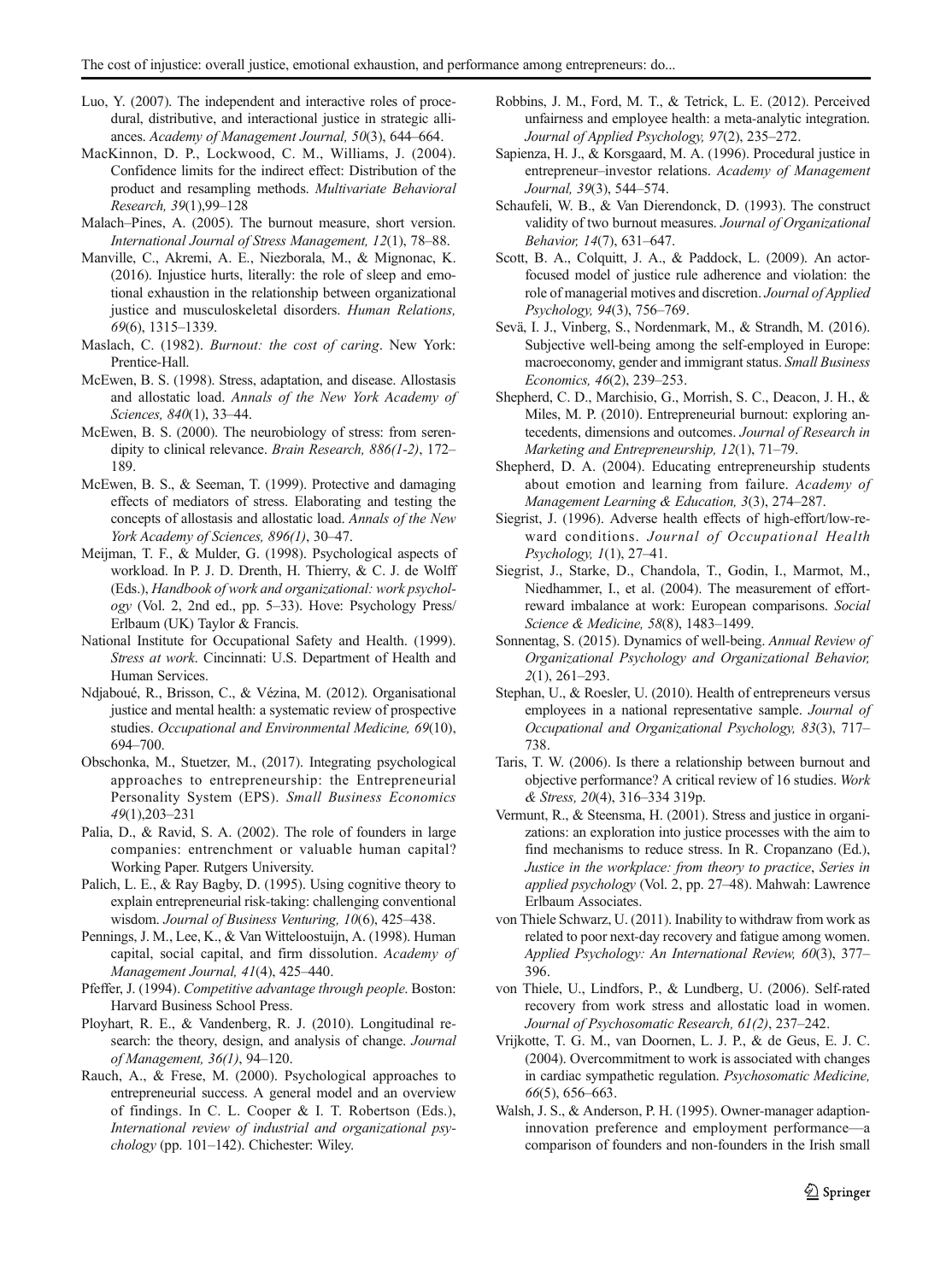Luo, Y. (2007). The independent and interactive roles of procedural, distributive, and interactional justice in strategic alliances. *Academy of Management Journal, 50*(3), 644–664.

MacKinnon, D. P., Lockwood, C. M., Williams, J. (2004). Confidence limits for the indirect effect: Distribution of the product and resampling methods. *Multivariate Behavioral Research, 39*(1),99–128

Malach–Pines, A. (2005). The burnout measure, short version. *International Journal of Stress Management, 12*(1), 78–88.

Manville, C., Akremi, A. E., Niezborala, M., & Mignonac, K. (2016). Injustice hurts, literally: the role of sleep and emotional exhaustion in the relationship between organizational justice and musculoskeletal disorders. *Human Relations, 69*(6), 1315–1339.

Maslach, C. (1982). *Burnout: the cost of caring*. New York: Prentice-Hall.

McEwen, B. S. (1998). Stress, adaptation, and disease. Allostasis and allostatic load. *Annals of the New York Academy of Sciences, 840*(1), 33–44.

McEwen, B. S. (2000). The neurobiology of stress: from serendipity to clinical relevance. *Brain Research, 886(1-2)*, 172–189.

McEwen, B. S., & Seeman, T. (1999). Protective and damaging effects of mediators of stress. Elaborating and testing the concepts of allostasis and allostatic load. *Annals of the New York Academy of Sciences, 896(1)*, 30–47.

Meijman, T. F., & Mulder, G. (1998). Psychological aspects of workload. In P. J. D. Drenth, H. Thierry, & C. J. de Wolff (Eds.), *Handbook of work and organizational: work psychology* (Vol. 2, 2nd ed., pp. 5–33). Hove: Psychology Press/ Erlbaum (UK) Taylor & Francis.

National Institute for Occupational Safety and Health. (1999). *Stress at work*. Cincinnati: U.S. Department of Health and Human Services.

Ndjaboué, R., Brisson, C., & Vézina, M. (2012). Organisational justice and mental health: a systematic review of prospective studies. *Occupational and Environmental Medicine, 69*(10), 694–700.

Obschonka, M., Stuetzer, M., (2017). Integrating psychological approaches to entrepreneurship: the Entrepreneurial Personality System (EPS). *Small Business Economics 49*(1),203–231

Palia, D., & Ravid, S. A. (2002). The role of founders in large companies: entrenchment or valuable human capital? Working Paper. Rutgers University.

Palich, L. E., & Ray Bagby, D. (1995). Using cognitive theory to explain entrepreneurial risk-taking: challenging conventional wisdom. *Journal of Business Venturing, 10*(6), 425–438.

Pennings, J. M., Lee, K., & Van Witteloostuijn, A. (1998). Human capital, social capital, and firm dissolution. *Academy of Management Journal, 41*(4), 425–440.

Pfeffer, J. (1994). *Competitive advantage through people*. Boston: Harvard Business School Press.

Ployhart, R. E., & Vandenberg, R. J. (2010). Longitudinal research: the theory, design, and analysis of change. *Journal of Management, 36(1)*, 94–120.

Rauch, A., & Frese, M. (2000). Psychological approaches to entrepreneurial success. A general model and an overview of findings. In C. L. Cooper & I. T. Robertson (Eds.), *International review of industrial and organizational psychology* (pp. 101–142). Chichester: Wiley.

Robbins, J. M., Ford, M. T., & Tetrick, L. E. (2012). Perceived unfairness and employee health: a meta-analytic integration. *Journal of Applied Psychology, 97*(2), 235–272.

Sapienza, H. J., & Korsgaard, M. A. (1996). Procedural justice in entrepreneur–investor relations. *Academy of Management Journal, 39*(3), 544–574.

Schaufeli, W. B., & Van Dierendonck, D. (1993). The construct validity of two burnout measures. *Journal of Organizational Behavior, 14*(7), 631–647.

Scott, B. A., Colquitt, J. A., & Paddock, L. (2009). An actor-focused model of justice rule adherence and violation: the role of managerial motives and discretion. *Journal of Applied Psychology, 94*(3), 756–769.

Sevä, I. J., Vinberg, S., Nordenmark, M., & Strandh, M. (2016). Subjective well-being among the self-employed in Europe: macroeconomy, gender and immigrant status. *Small Business Economics, 46*(2), 239–253.

Shepherd, C. D., Marchisio, G., Morrish, S. C., Deacon, J. H., & Miles, M. P. (2010). Entrepreneurial burnout: exploring antecedents, dimensions and outcomes. *Journal of Research in Marketing and Entrepreneurship, 12*(1), 71–79.

Shepherd, D. A. (2004). Educating entrepreneurship students about emotion and learning from failure. *Academy of Management Learning & Education, 3*(3), 274–287.

Siegrist, J. (1996). Adverse health effects of high-effort/low-reward conditions. *Journal of Occupational Health Psychology, 1*(1), 27–41.

Siegrist, J., Starke, D., Chandola, T., Godin, I., Marmot, M., Niedhammer, I., et al. (2004). The measurement of effort-reward imbalance at work: European comparisons. *Social Science & Medicine, 58*(8), 1483–1499.

Sonnentag, S. (2015). Dynamics of well-being. *Annual Review of Organizational Psychology and Organizational Behavior, 2*(1), 261–293.

Stephan, U., & Roesler, U. (2010). Health of entrepreneurs versus employees in a national representative sample. *Journal of Occupational and Organizational Psychology, 83*(3), 717–738.

Taris, T. W. (2006). Is there a relationship between burnout and objective performance? A critical review of 16 studies. *Work & Stress, 20*(4), 316–334 319p.

Vermunt, R., & Steensma, H. (2001). Stress and justice in organizations: an exploration into justice processes with the aim to find mechanisms to reduce stress. In R. Cropanzano (Ed.), *Justice in the workplace: from theory to practice*, *Series in applied psychology* (Vol. 2, pp. 27–48). Mahwah: Lawrence Erlbaum Associates.

von Thiele Schwarz, U. (2011). Inability to withdraw from work as related to poor next-day recovery and fatigue among women. *Applied Psychology: An International Review, 60*(3), 377–396.

von Thiele, U., Lindfors, P., & Lundberg, U. (2006). Self-rated recovery from work stress and allostatic load in women. *Journal of Psychosomatic Research, 61(2)*, 237–242.

Vrijkotte, T. G. M., van Doornen, L. J. P., & de Geus, E. J. C. (2004). Overcommitment to work is associated with changes in cardiac sympathetic regulation. *Psychosomatic Medicine, 66*(5), 656–663.

Walsh, J. S., & Anderson, P. H. (1995). Owner-manager adaption-innovation preference and employment performance—a comparison of founders and non-founders in the Irish small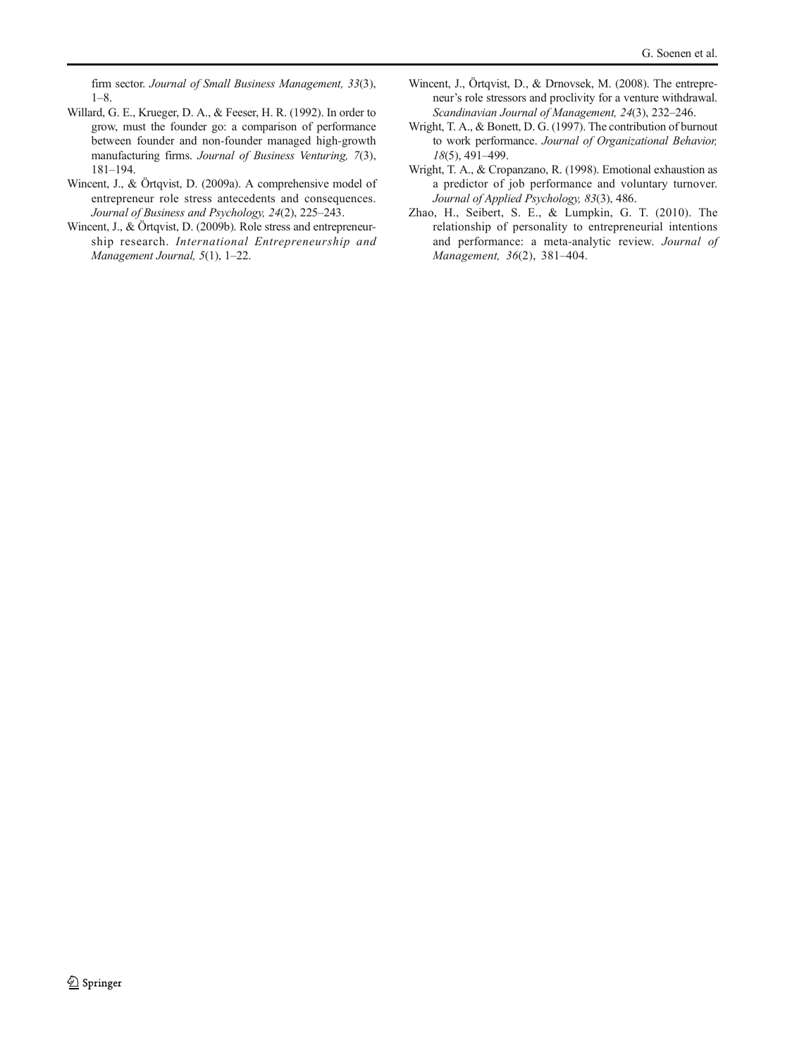firm sector. *Journal of Small Business Management, 33*(3), 1–8.

Willard, G. E., Krueger, D. A., & Feeser, H. R. (1992). In order to grow, must the founder go: a comparison of performance between founder and non-founder managed high-growth manufacturing firms. *Journal of Business Venturing, 7*(3), 181–194.

Wincent, J., & Örtqvist, D. (2009a). A comprehensive model of entrepreneur role stress antecedents and consequences. *Journal of Business and Psychology, 24*(2), 225–243.

Wincent, J., & Örtqvist, D. (2009b). Role stress and entrepreneurship research. *International Entrepreneurship and Management Journal, 5*(1), 1–22.

Wincent, J., Örtqvist, D., & Drnovsek, M. (2008). The entrepreneur's role stressors and proclivity for a venture withdrawal. *Scandinavian Journal of Management, 24*(3), 232–246.

Wright, T. A., & Bonett, D. G. (1997). The contribution of burnout to work performance. *Journal of Organizational Behavior, 18*(5), 491–499.

Wright, T. A., & Cropanzano, R. (1998). Emotional exhaustion as a predictor of job performance and voluntary turnover. *Journal of Applied Psychology, 83*(3), 486.

Zhao, H., Seibert, S. E., & Lumpkin, G. T. (2010). The relationship of personality to entrepreneurial intentions and performance: a meta-analytic review. *Journal of Management, 36*(2), 381–404.